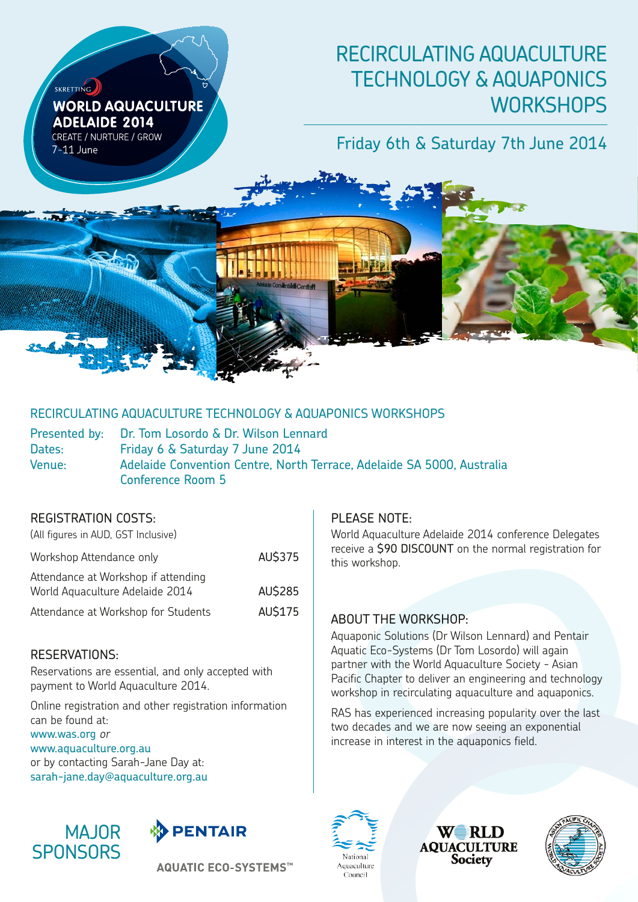SKRETTING

**WORLD AQUACULTURE ADELAIDE 2014**

CREATE / NURTURE / GROW

7-11 June

# RECIRCULATING AQUACULTURE TECHNOLOGY & AQUAPONICS WORKSHOPS

Friday 6th & Saturday 7th June 2014

## RECIRCULATING AQUACULTURE TECHNOLOGY & AQUAPONICS WORKSHOPS

Presented by: Dr. Tom Losordo & Dr. Wilson Lennard

Dates: Friday 6 & Saturday 7 June 2014

Venue: Adelaide Convention Centre, North Terrace, Adelaide SA 5000, Australia
Conference Room 5

### REGISTRATION COSTS:

(All figures in AUD, GST Inclusive)

| | |
|---|---|
| Workshop Attendance only | AU$375 |
| Attendance at Workshop if attending World Aquaculture Adelaide 2014 | AU$285 |
| Attendance at Workshop for Students | AU$175 |

### RESERVATIONS:

Reservations are essential, and only accepted with payment to World Aquaculture 2014.

Online registration and other registration information can be found at:
www.was.org *or*
www.aquaculture.org.au
or by contacting Sarah-Jane Day at:
sarah-jane.day@aquaculture.org.au

### PLEASE NOTE:

World Aquaculture Adelaide 2014 conference Delegates receive a $90 DISCOUNT on the normal registration for this workshop.

### ABOUT THE WORKSHOP:

Aquaponic Solutions (Dr Wilson Lennard) and Pentair Aquatic Eco-Systems (Dr Tom Losordo) will again partner with the World Aquaculture Society - Asian Pacific Chapter to deliver an engineering and technology workshop in recirculating aquaculture and aquaponics.

RAS has experienced increasing popularity over the last two decades and we are now seeing an exponential increase in interest in the aquaponics field.

MAJOR SPONSORS

PENTAIR AQUATIC ECO-SYSTEMS™

National Aquaculture Council

WORLD AQUACULTURE Society

ASIAN PACIFIC CHAPTER WORLD AQUACULTURE SOCIETY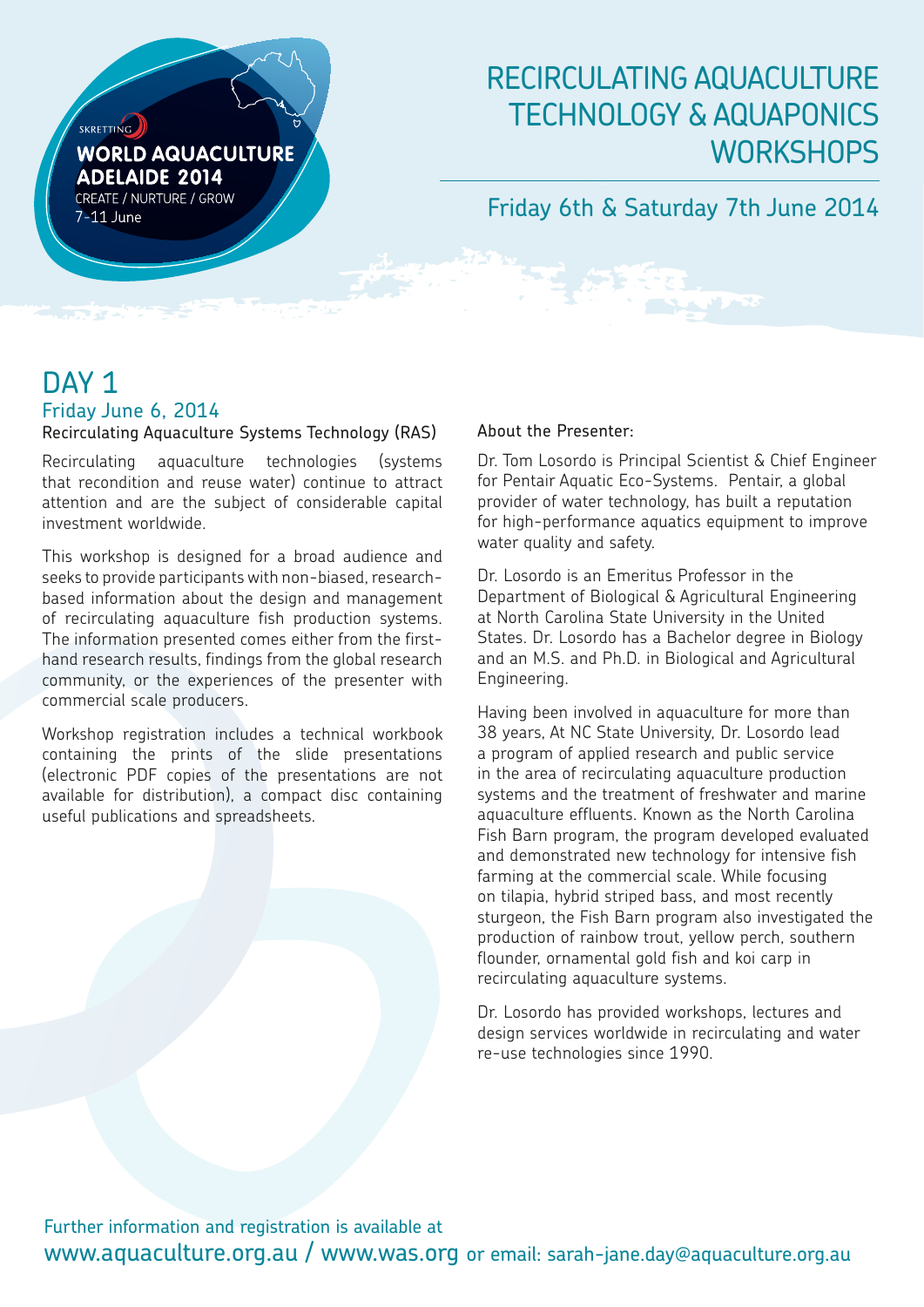SKRETTING

**WORLD AQUACULTURE ADELAIDE 2014**

CREATE / NURTURE / GROW

7-11 June

# RECIRCULATING AQUACULTURE TECHNOLOGY & AQUAPONICS WORKSHOPS

Friday 6th & Saturday 7th June 2014

## DAY 1

### Friday June 6, 2014

Recirculating Aquaculture Systems Technology (RAS)

Recirculating aquaculture technologies (systems that recondition and reuse water) continue to attract attention and are the subject of considerable capital investment worldwide.

This workshop is designed for a broad audience and seeks to provide participants with non-biased, research-based information about the design and management of recirculating aquaculture fish production systems. The information presented comes either from the first-hand research results, findings from the global research community, or the experiences of the presenter with commercial scale producers.

Workshop registration includes a technical workbook containing the prints of the slide presentations (electronic PDF copies of the presentations are not available for distribution), a compact disc containing useful publications and spreadsheets.

About the Presenter:

Dr. Tom Losordo is Principal Scientist & Chief Engineer for Pentair Aquatic Eco-Systems. Pentair, a global provider of water technology, has built a reputation for high-performance aquatics equipment to improve water quality and safety.

Dr. Losordo is an Emeritus Professor in the Department of Biological & Agricultural Engineering at North Carolina State University in the United States. Dr. Losordo has a Bachelor degree in Biology and an M.S. and Ph.D. in Biological and Agricultural Engineering.

Having been involved in aquaculture for more than 38 years, At NC State University, Dr. Losordo lead a program of applied research and public service in the area of recirculating aquaculture production systems and the treatment of freshwater and marine aquaculture effluents. Known as the North Carolina Fish Barn program, the program developed evaluated and demonstrated new technology for intensive fish farming at the commercial scale. While focusing on tilapia, hybrid striped bass, and most recently sturgeon, the Fish Barn program also investigated the production of rainbow trout, yellow perch, southern flounder, ornamental gold fish and koi carp in recirculating aquaculture systems.

Dr. Losordo has provided workshops, lectures and design services worldwide in recirculating and water re-use technologies since 1990.

Further information and registration is available at
www.aquaculture.org.au / www.was.org or email: sarah-jane.day@aquaculture.org.au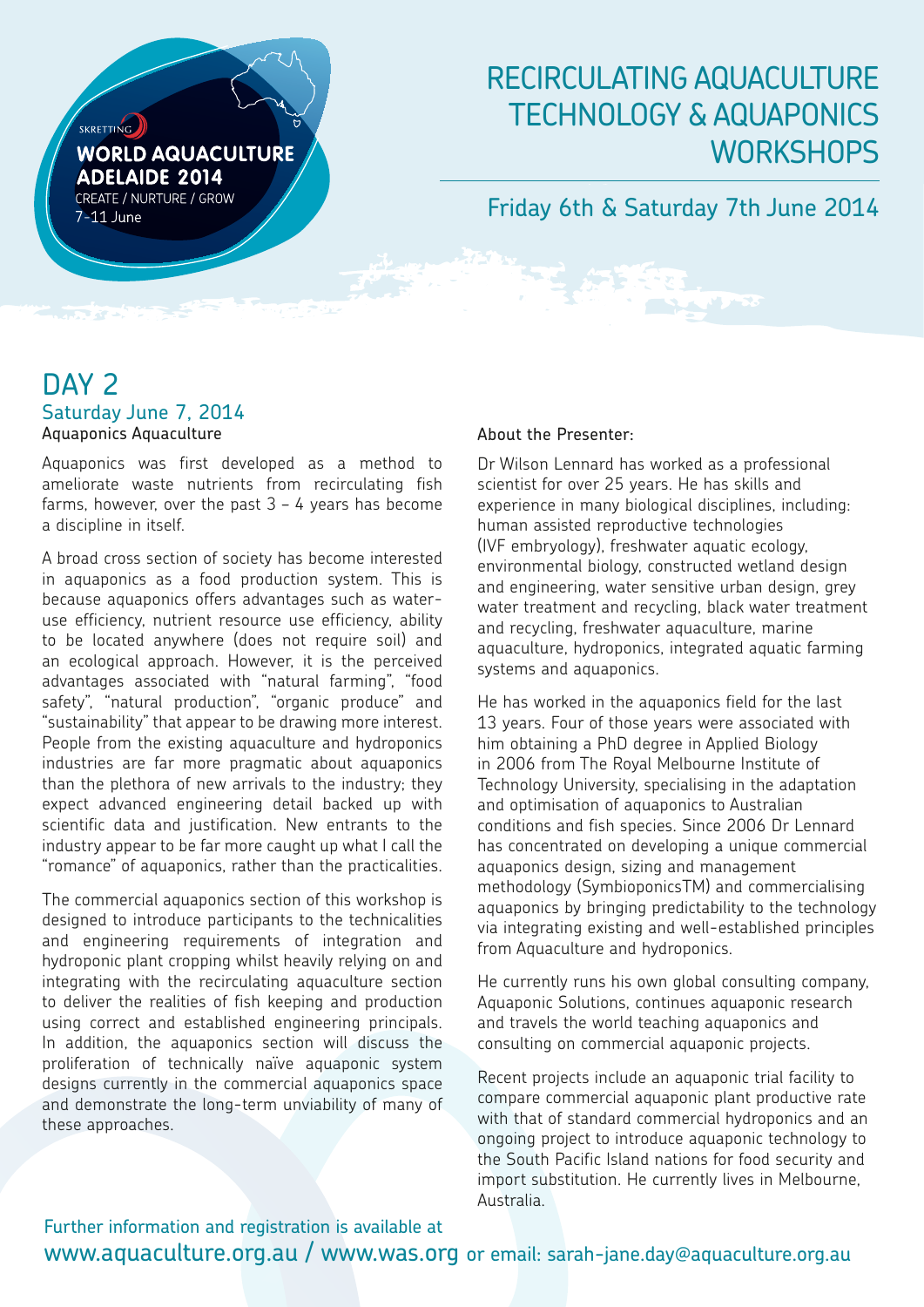SKRETTING

**WORLD AQUACULTURE ADELAIDE 2014**

CREATE / NURTURE / GROW

7-11 June

# RECIRCULATING AQUACULTURE TECHNOLOGY & AQUAPONICS WORKSHOPS

Friday 6th & Saturday 7th June 2014

## DAY 2

### Saturday June 7, 2014

#### Aquaponics Aquaculture

Aquaponics was first developed as a method to ameliorate waste nutrients from recirculating fish farms, however, over the past 3 – 4 years has become a discipline in itself.

A broad cross section of society has become interested in aquaponics as a food production system. This is because aquaponics offers advantages such as water-use efficiency, nutrient resource use efficiency, ability to be located anywhere (does not require soil) and an ecological approach. However, it is the perceived advantages associated with "natural farming", "food safety", "natural production", "organic produce" and "sustainability" that appear to be drawing more interest. People from the existing aquaculture and hydroponics industries are far more pragmatic about aquaponics than the plethora of new arrivals to the industry; they expect advanced engineering detail backed up with scientific data and justification. New entrants to the industry appear to be far more caught up what I call the "romance" of aquaponics, rather than the practicalities.

The commercial aquaponics section of this workshop is designed to introduce participants to the technicalities and engineering requirements of integration and hydroponic plant cropping whilst heavily relying on and integrating with the recirculating aquaculture section to deliver the realities of fish keeping and production using correct and established engineering principals. In addition, the aquaponics section will discuss the proliferation of technically naïve aquaponic system designs currently in the commercial aquaponics space and demonstrate the long-term unviability of many of these approaches.

#### About the Presenter:

Dr Wilson Lennard has worked as a professional scientist for over 25 years. He has skills and experience in many biological disciplines, including: human assisted reproductive technologies (IVF embryology), freshwater aquatic ecology, environmental biology, constructed wetland design and engineering, water sensitive urban design, grey water treatment and recycling, black water treatment and recycling, freshwater aquaculture, marine aquaculture, hydroponics, integrated aquatic farming systems and aquaponics.

He has worked in the aquaponics field for the last 13 years. Four of those years were associated with him obtaining a PhD degree in Applied Biology in 2006 from The Royal Melbourne Institute of Technology University, specialising in the adaptation and optimisation of aquaponics to Australian conditions and fish species. Since 2006 Dr Lennard has concentrated on developing a unique commercial aquaponics design, sizing and management methodology (SymbioponicsTM) and commercialising aquaponics by bringing predictability to the technology via integrating existing and well-established principles from Aquaculture and hydroponics.

He currently runs his own global consulting company, Aquaponic Solutions, continues aquaponic research and travels the world teaching aquaponics and consulting on commercial aquaponic projects.

Recent projects include an aquaponic trial facility to compare commercial aquaponic plant productive rate with that of standard commercial hydroponics and an ongoing project to introduce aquaponic technology to the South Pacific Island nations for food security and import substitution. He currently lives in Melbourne, Australia.

Further information and registration is available at www.aquaculture.org.au / www.was.org or email: sarah-jane.day@aquaculture.org.au